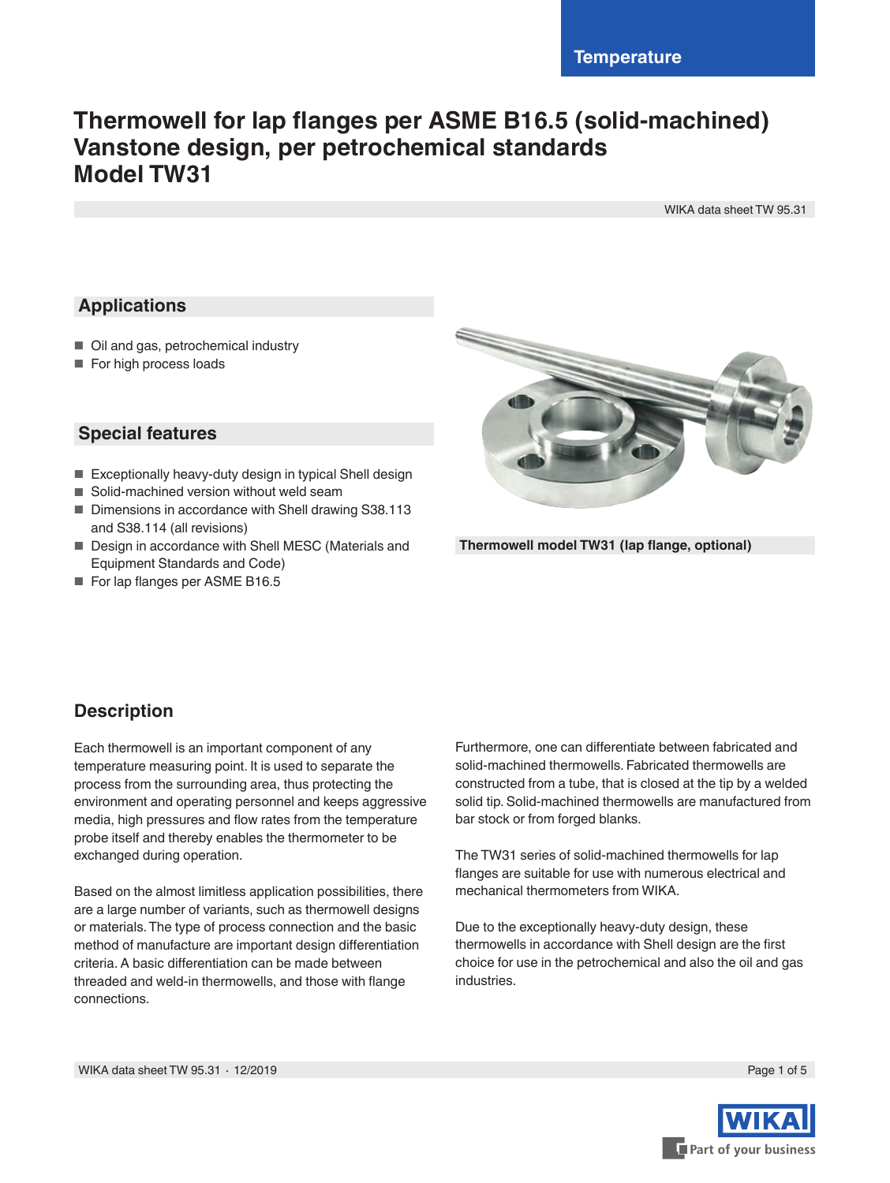Temperature

# Thermowell for lap flanges per ASME B16.5 (solid-machined) Vanstone design, per petrochemical standards Model TW31

WIKA data sheet TW 95.31

## Applications

- Oil and gas, petrochemical industry
- For high process loads

## Special features

- Exceptionally heavy-duty design in typical Shell design
- Solid-machined version without weld seam
- Dimensions in accordance with Shell drawing S38.113 and S38.114 (all revisions)
- Design in accordance with Shell MESC (Materials and Equipment Standards and Code)
- For lap flanges per ASME B16.5

**Thermowell model TW31 (lap flange, optional)**

## Description

Each thermowell is an important component of any temperature measuring point. It is used to separate the process from the surrounding area, thus protecting the environment and operating personnel and keeps aggressive media, high pressures and flow rates from the temperature probe itself and thereby enables the thermometer to be exchanged during operation.

Based on the almost limitless application possibilities, there are a large number of variants, such as thermowell designs or materials. The type of process connection and the basic method of manufacture are important design differentiation criteria. A basic differentiation can be made between threaded and weld-in thermowells, and those with flange connections.

Furthermore, one can differentiate between fabricated and solid-machined thermowells. Fabricated thermowells are constructed from a tube, that is closed at the tip by a welded solid tip. Solid-machined thermowells are manufactured from bar stock or from forged blanks.

The TW31 series of solid-machined thermowells for lap flanges are suitable for use with numerous electrical and mechanical thermometers from WIKA.

Due to the exceptionally heavy-duty design, these thermowells in accordance with Shell design are the first choice for use in the petrochemical and also the oil and gas industries.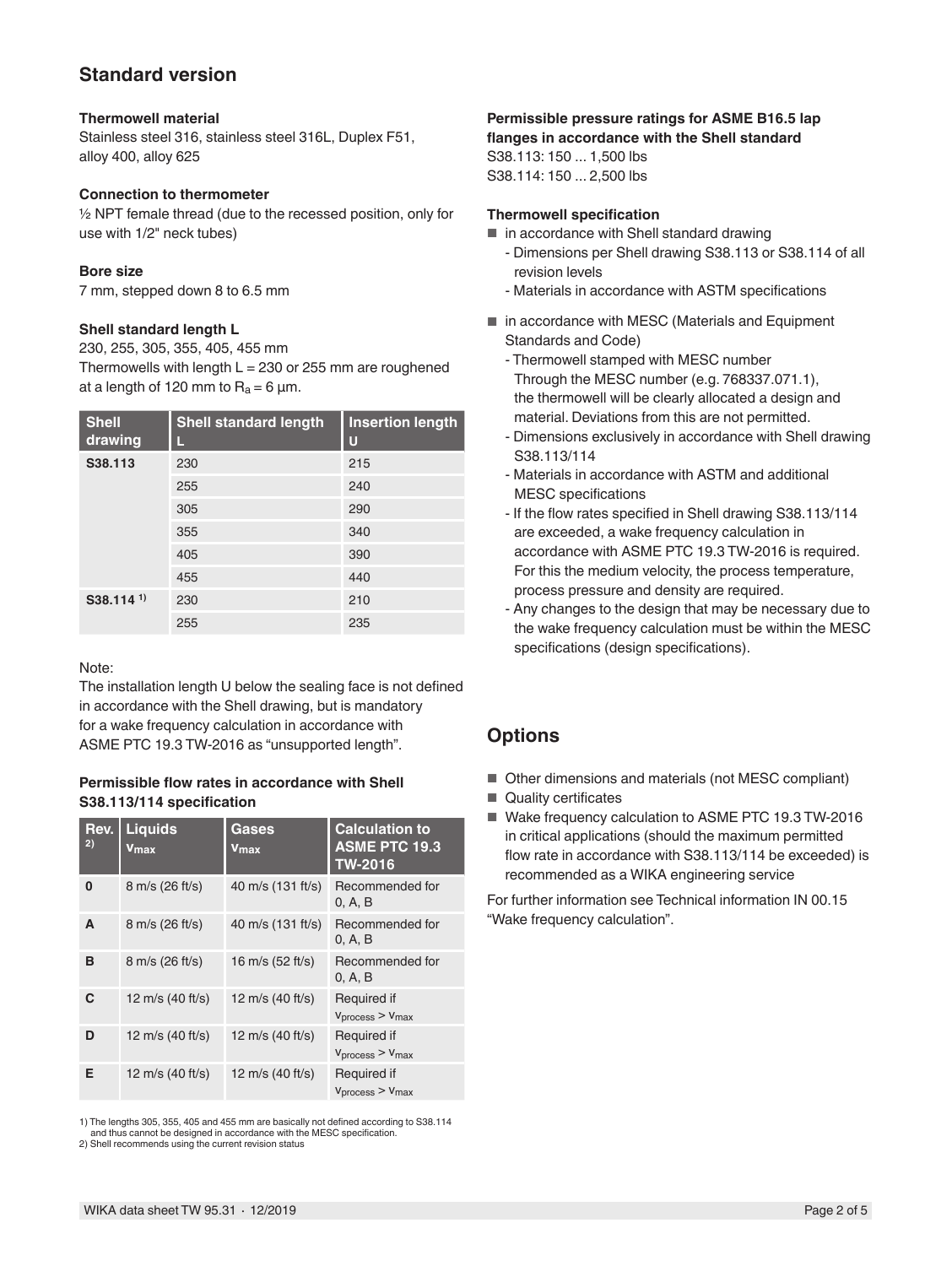## Standard version

**Thermowell material**
Stainless steel 316, stainless steel 316L, Duplex F51, alloy 400, alloy 625

**Connection to thermometer**
½ NPT female thread (due to the recessed position, only for use with 1/2" neck tubes)

**Bore size**
7 mm, stepped down 8 to 6.5 mm

**Shell standard length L**
230, 255, 305, 355, 405, 455 mm
Thermowells with length L = 230 or 255 mm are roughened at a length of 120 mm to $R_a = 6$ µm.

| Shell drawing | Shell standard length L | Insertion length U |
|---|---|---|
| **S38.113** | 230 | 215 |
| | 255 | 240 |
| | 305 | 290 |
| | 355 | 340 |
| | 405 | 390 |
| | 455 | 440 |
| **S38.114** [1] | 230 | 210 |
| | 255 | 235 |

Note:
The installation length U below the sealing face is not defined in accordance with the Shell drawing, but is mandatory for a wake frequency calculation in accordance with ASME PTC 19.3 TW-2016 as "unsupported length".

**Permissible flow rates in accordance with Shell S38.113/114 specification**

| Rev. [2] | Liquids $v_{max}$ | Gases $v_{max}$ | Calculation to ASME PTC 19.3 TW-2016 |
|---|---|---|---|
| **0** | 8 m/s (26 ft/s) | 40 m/s (131 ft/s) | Recommended for 0, A, B |
| **A** | 8 m/s (26 ft/s) | 40 m/s (131 ft/s) | Recommended for 0, A, B |
| **B** | 8 m/s (26 ft/s) | 16 m/s (52 ft/s) | Recommended for 0, A, B |
| **C** | 12 m/s (40 ft/s) | 12 m/s (40 ft/s) | Required if $v_{process} > v_{max}$ |
| **D** | 12 m/s (40 ft/s) | 12 m/s (40 ft/s) | Required if $v_{process} > v_{max}$ |
| **E** | 12 m/s (40 ft/s) | 12 m/s (40 ft/s) | Required if $v_{process} > v_{max}$ |

1) The lengths 305, 355, 405 and 455 mm are basically not defined according to S38.114 and thus cannot be designed in accordance with the MESC specification.
2) Shell recommends using the current revision status

**Permissible pressure ratings for ASME B16.5 lap flanges in accordance with the Shell standard**
S38.113: 150 ... 1,500 lbs
S38.114: 150 ... 2,500 lbs

**Thermowell specification**

- in accordance with Shell standard drawing
  - Dimensions per Shell drawing S38.113 or S38.114 of all revision levels
  - Materials in accordance with ASTM specifications
- in accordance with MESC (Materials and Equipment Standards and Code)
  - Thermowell stamped with MESC number
    Through the MESC number (e.g. 768337.071.1), the thermowell will be clearly allocated a design and material. Deviations from this are not permitted.
  - Dimensions exclusively in accordance with Shell drawing S38.113/114
  - Materials in accordance with ASTM and additional MESC specifications
  - If the flow rates specified in Shell drawing S38.113/114 are exceeded, a wake frequency calculation in accordance with ASME PTC 19.3 TW-2016 is required. For this the medium velocity, the process temperature, process pressure and density are required.
  - Any changes to the design that may be necessary due to the wake frequency calculation must be within the MESC specifications (design specifications).

## Options

- Other dimensions and materials (not MESC compliant)
- Quality certificates
- Wake frequency calculation to ASME PTC 19.3 TW-2016 in critical applications (should the maximum permitted flow rate in accordance with S38.113/114 be exceeded) is recommended as a WIKA engineering service

For further information see Technical information IN 00.15 "Wake frequency calculation".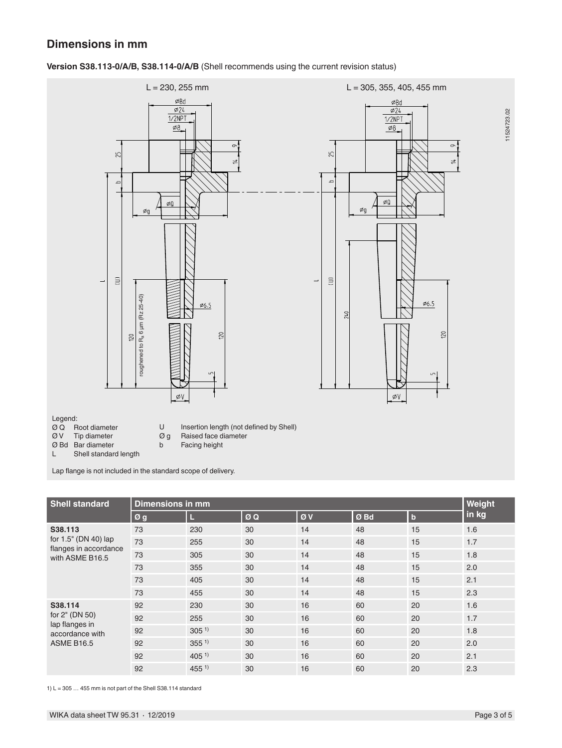## Dimensions in mm

**Version S38.113-0/A/B, S38.114-0/A/B** (Shell recommends using the current revision status)

Legend:

- Ø Q Root diameter
- Ø V Tip diameter
- Ø Bd Bar diameter
- L Shell standard length
- U Insertion length (not defined by Shell)
- Ø g Raised face diameter
- b Facing height

Lap flange is not included in the standard scope of delivery.

| Shell standard | Dimensions in mm | | | | | | Weight in kg |
|---|---|---|---|---|---|---|---|
| | Ø g | L | Ø Q | Ø V | Ø Bd | b | |
| **S38.113** for 1.5" (DN 40) lap flanges in accordance with ASME B16.5 | 73 | 230 | 30 | 14 | 48 | 15 | 1.6 |
| | 73 | 255 | 30 | 14 | 48 | 15 | 1.7 |
| | 73 | 305 | 30 | 14 | 48 | 15 | 1.8 |
| | 73 | 355 | 30 | 14 | 48 | 15 | 2.0 |
| | 73 | 405 | 30 | 14 | 48 | 15 | 2.1 |
| | 73 | 455 | 30 | 14 | 48 | 15 | 2.3 |
| **S38.114** for 2" (DN 50) lap flanges in accordance with ASME B16.5 | 92 | 230 | 30 | 16 | 60 | 20 | 1.6 |
| | 92 | 255 | 30 | 16 | 60 | 20 | 1.7 |
| | 92 | 305 [1] | 30 | 16 | 60 | 20 | 1.8 |
| | 92 | 355 [1] | 30 | 16 | 60 | 20 | 2.0 |
| | 92 | 405 [1] | 30 | 16 | 60 | 20 | 2.1 |
| | 92 | 455 [1] | 30 | 16 | 60 | 20 | 2.3 |

1) L = 305 … 455 mm is not part of the Shell S38.114 standard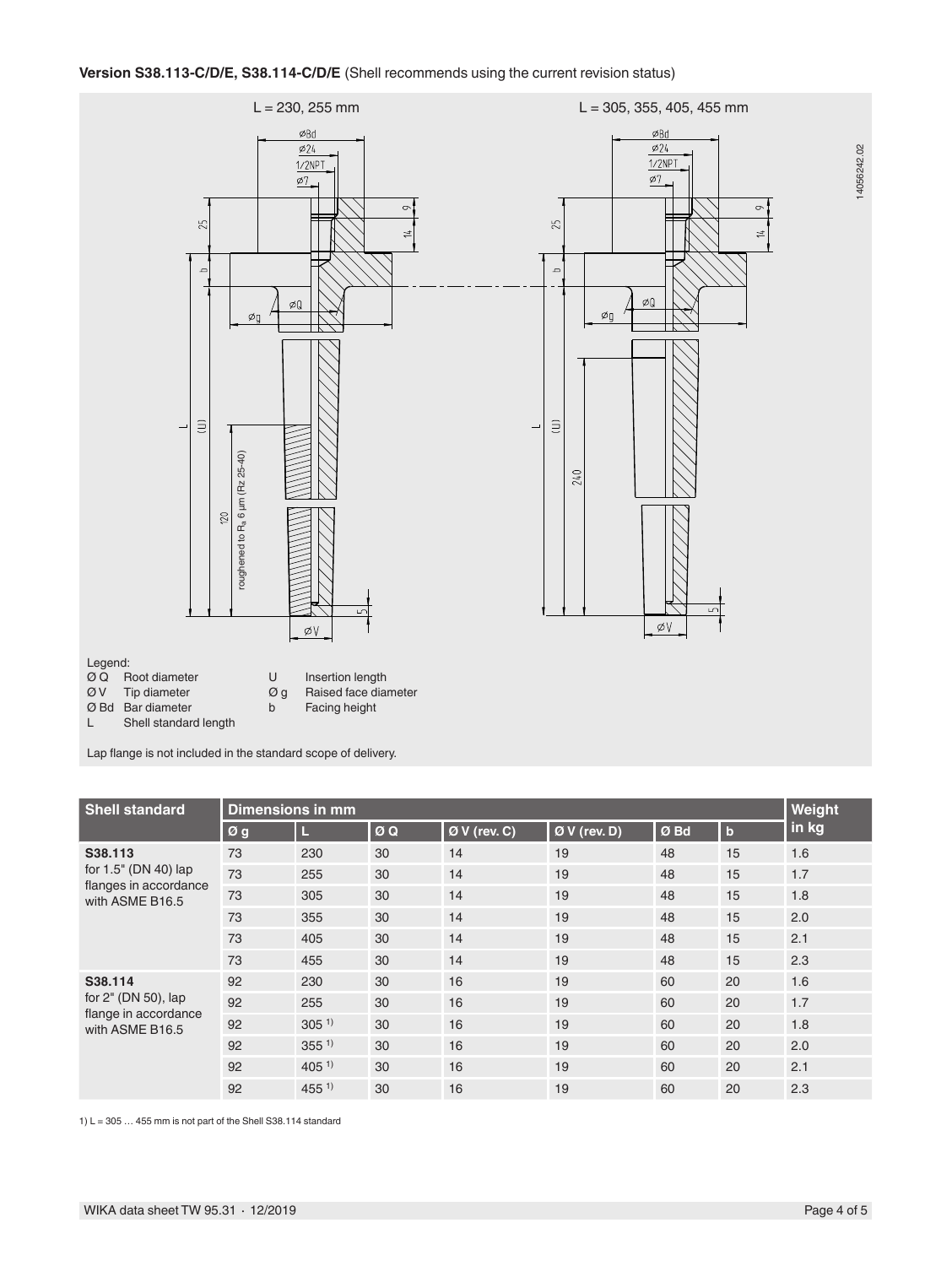**Version S38.113-C/D/E, S38.114-C/D/E** (Shell recommends using the current revision status)

L = 230, 255 mm

L = 305, 355, 405, 455 mm

14056242.02

Legend:

| | | | |
|---|---|---|---|
| Ø Q | Root diameter | U | Insertion length |
| Ø V | Tip diameter | Ø g | Raised face diameter |
| Ø Bd | Bar diameter | b | Facing height |
| L | Shell standard length | | |

Lap flange is not included in the standard scope of delivery.

| Shell standard | Dimensions in mm | | | | | | | Weight in kg |
|---|---|---|---|---|---|---|---|---|
| | Ø g | L | Ø Q | Ø V (rev. C) | Ø V (rev. D) | Ø Bd | b | |
| **S38.113** for 1.5" (DN 40) lap flanges in accordance with ASME B16.5 | 73 | 230 | 30 | 14 | 19 | 48 | 15 | 1.6 |
| | 73 | 255 | 30 | 14 | 19 | 48 | 15 | 1.7 |
| | 73 | 305 | 30 | 14 | 19 | 48 | 15 | 1.8 |
| | 73 | 355 | 30 | 14 | 19 | 48 | 15 | 2.0 |
| | 73 | 405 | 30 | 14 | 19 | 48 | 15 | 2.1 |
| | 73 | 455 | 30 | 14 | 19 | 48 | 15 | 2.3 |
| **S38.114** for 2" (DN 50), lap flange in accordance with ASME B16.5 | 92 | 230 | 30 | 16 | 19 | 60 | 20 | 1.6 |
| | 92 | 255 | 30 | 16 | 19 | 60 | 20 | 1.7 |
| | 92 | 305 [1] | 30 | 16 | 19 | 60 | 20 | 1.8 |
| | 92 | 355 [1] | 30 | 16 | 19 | 60 | 20 | 2.0 |
| | 92 | 405 [1] | 30 | 16 | 19 | 60 | 20 | 2.1 |
| | 92 | 455 [1] | 30 | 16 | 19 | 60 | 20 | 2.3 |

1) L = 305 … 455 mm is not part of the Shell S38.114 standard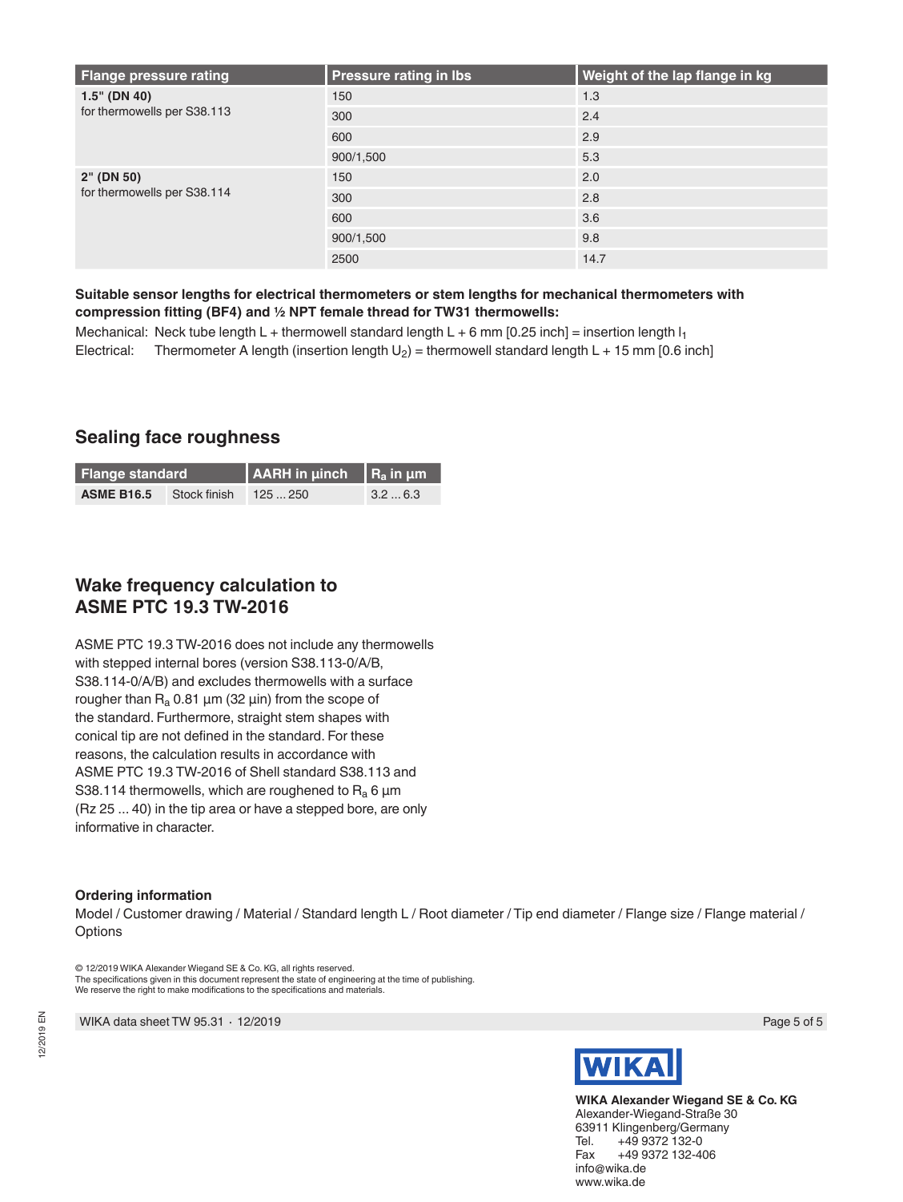| Flange pressure rating | Pressure rating in lbs | Weight of the lap flange in kg |
|---|---|---|
| **1.5" (DN 40)** for thermowells per S38.113 | 150 | 1.3 |
| | 300 | 2.4 |
| | 600 | 2.9 |
| | 900/1,500 | 5.3 |
| **2" (DN 50)** for thermowells per S38.114 | 150 | 2.0 |
| | 300 | 2.8 |
| | 600 | 3.6 |
| | 900/1,500 | 9.8 |
| | 2500 | 14.7 |

**Suitable sensor lengths for electrical thermometers or stem lengths for mechanical thermometers with compression fitting (BF4) and ½ NPT female thread for TW31 thermowells:**

Mechanical: Neck tube length L + thermowell standard length L + 6 mm [0.25 inch] = insertion length $l_1$

Electrical: Thermometer A length (insertion length $U_2$) = thermowell standard length L + 15 mm [0.6 inch]

## Sealing face roughness

| Flange standard | | AARH in µinch | $R_a$ in µm |
|---|---|---|---|
| **ASME B16.5** | Stock finish | 125 ... 250 | 3.2 ... 6.3 |

## Wake frequency calculation to ASME PTC 19.3 TW-2016

ASME PTC 19.3 TW-2016 does not include any thermowells with stepped internal bores (version S38.113-0/A/B, S38.114-0/A/B) and excludes thermowells with a surface rougher than $R_a$ 0.81 µm (32 µin) from the scope of the standard. Furthermore, straight stem shapes with conical tip are not defined in the standard. For these reasons, the calculation results in accordance with ASME PTC 19.3 TW-2016 of Shell standard S38.113 and S38.114 thermowells, which are roughened to $R_a$ 6 µm (Rz 25 ... 40) in the tip area or have a stepped bore, are only informative in character.

### Ordering information

Model / Customer drawing / Material / Standard length L / Root diameter / Tip end diameter / Flange size / Flange material / Options

© 12/2019 WIKA Alexander Wiegand SE & Co. KG, all rights reserved.
The specifications given in this document represent the state of engineering at the time of publishing.
We reserve the right to make modifications to the specifications and materials.

**WIKA Alexander Wiegand SE & Co. KG**
Alexander-Wiegand-Straße 30
63911 Klingenberg/Germany
Tel. +49 9372 132-0
Fax +49 9372 132-406
info@wika.de
www.wika.de